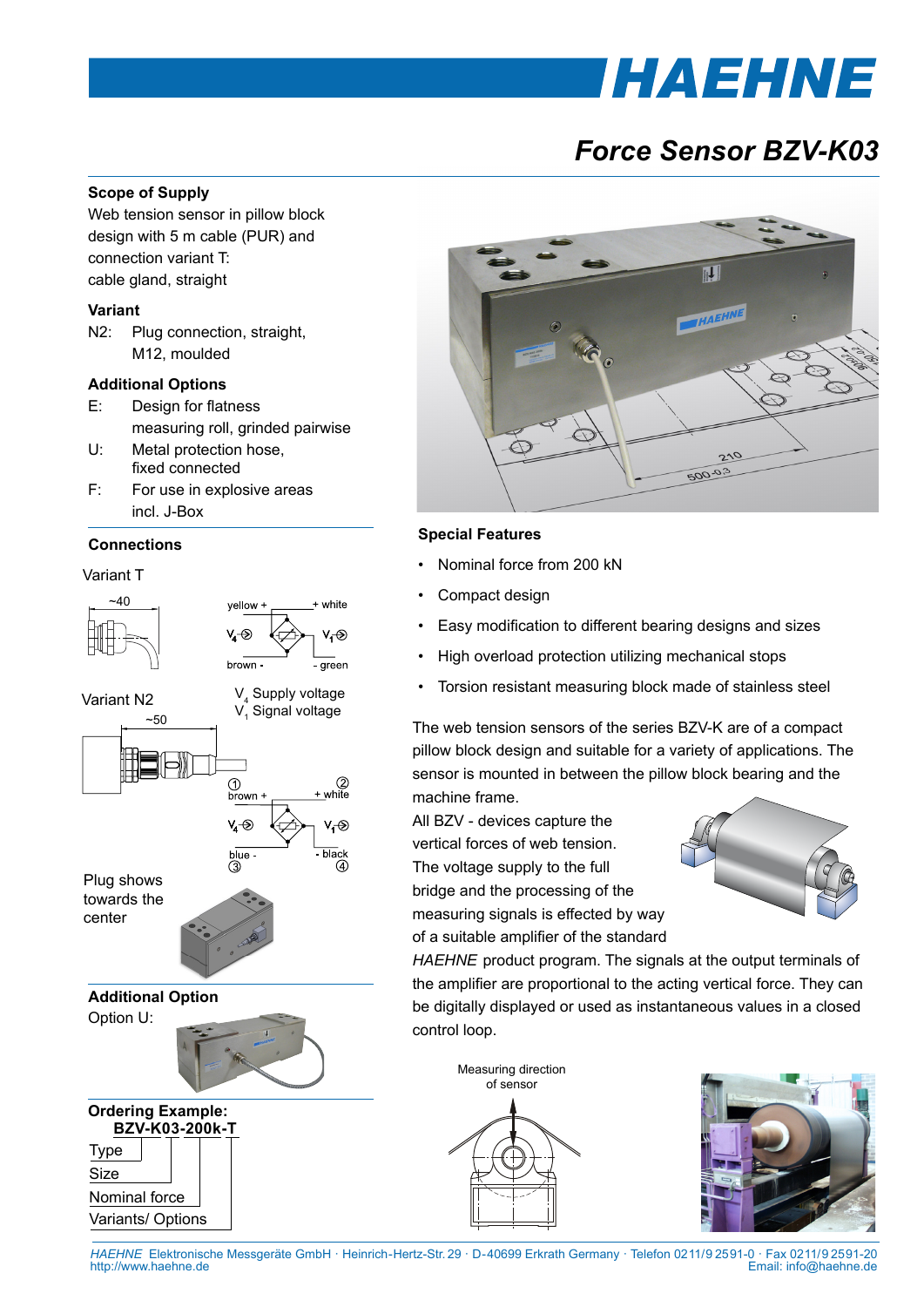# Force Sensor BZV-K03

### Scope of Supply

Web tension sensor in pillow block design with 5 m cable (PUR) and connection variant T: cable gland, straight

### Variant

N2: Plug connection, straight, M12, moulded

### Additional Options

E: Design for flatness measuring roll, grinded pairwise

U: Metal protection hose, fixed connected

F: For use in explosive areas incl. J-Box

### Connections

Variant T

~40

yellow + / + white / $V_4$ / $V_1$ / brown - / - green

$V_4$ Supply voltage
$V_1$ Signal voltage

Variant N2

~50

① brown + / ② + white / $V_4$ / $V_1$ / blue - ③ / - black ④

Plug shows towards the center

### Additional Option

Option U:

### Ordering Example:

**BZV-K03-200k-T**

- Type
- Size
- Nominal force
- Variants/ Options

### Special Features

- Nominal force from 200 kN
- Compact design
- Easy modification to different bearing designs and sizes
- High overload protection utilizing mechanical stops
- Torsion resistant measuring block made of stainless steel

The web tension sensors of the series BZV-K are of a compact pillow block design and suitable for a variety of applications. The sensor is mounted in between the pillow block bearing and the machine frame.

All BZV - devices capture the vertical forces of web tension. The voltage supply to the full bridge and the processing of the measuring signals is effected by way of a suitable amplifier of the standard *HAEHNE* product program. The signals at the output terminals of the amplifier are proportional to the acting vertical force. They can be digitally displayed or used as instantaneous values in a closed control loop.

Measuring direction of sensor

*HAEHNE* Elektronische Messgeräte GmbH · Heinrich-Hertz-Str. 29 · D-40699 Erkrath Germany · Telefon 0211/9 2591-0 · Fax 0211/9 2591-20
http://www.haehne.de Email: info@haehne.de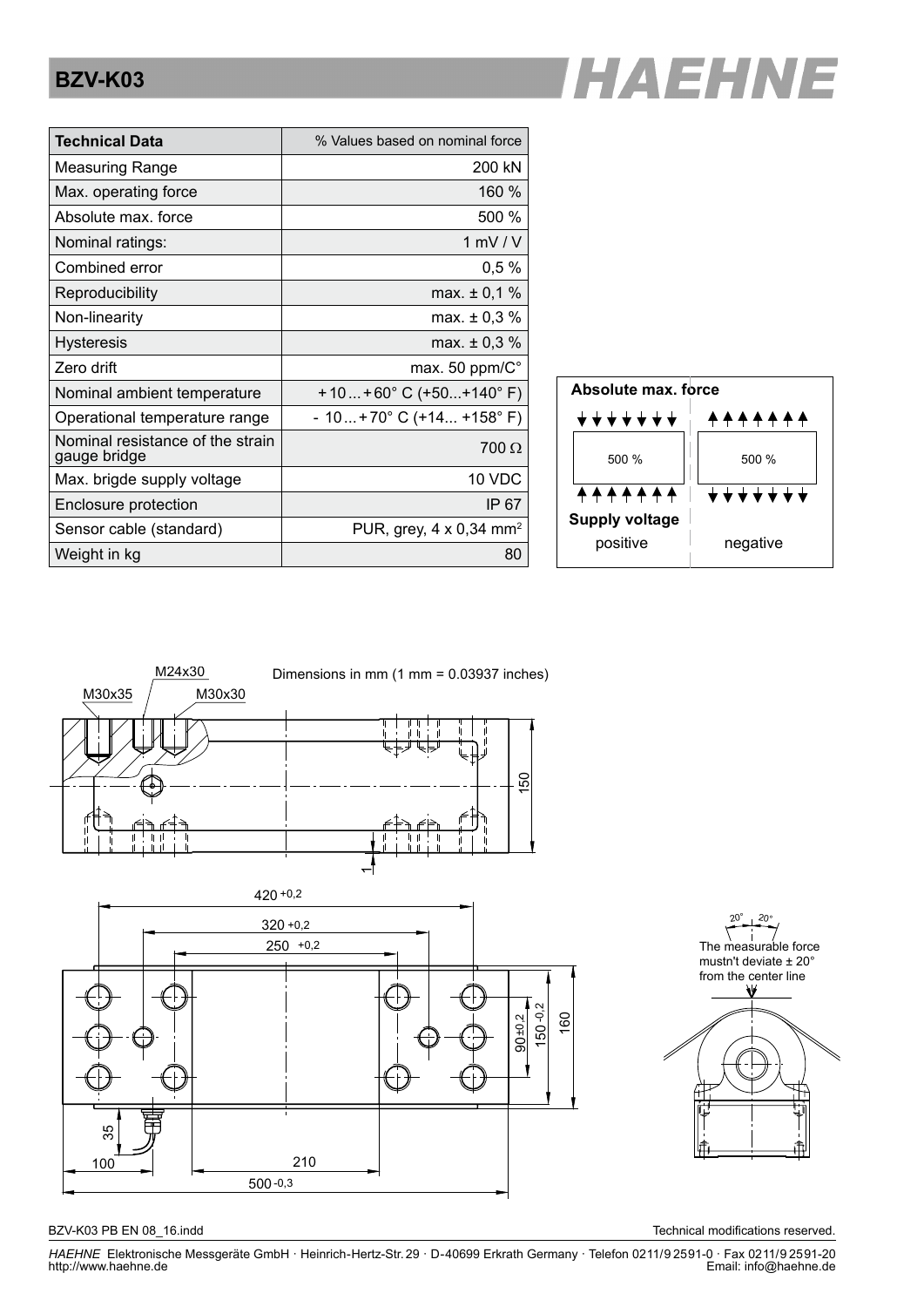# BZV-K03

| Technical Data | % Values based on nominal force |
|---|---|
| Measuring Range | 200 kN |
| Max. operating force | 160 % |
| Absolute max. force | 500 % |
| Nominal ratings: | 1 mV / V |
| Combined error | 0,5 % |
| Reproducibility | max. ± 0,1 % |
| Non-linearity | max. ± 0,3 % |
| Hysteresis | max. ± 0,3 % |
| Zero drift | max. 50 ppm/C° |
| Nominal ambient temperature | + 10 ... + 60° C (+50...+140° F) |
| Operational temperature range | - 10 ... + 70° C (+14... +158° F) |
| Nominal resistance of the strain gauge bridge | 700 Ω |
| Max. brigde supply voltage | 10 VDC |
| Enclosure protection | IP 67 |
| Sensor cable (standard) | PUR, grey, 4 x 0,34 mm² |
| Weight in kg | 80 |

**Absolute max. force**

500 %

500 %

**Supply voltage**

positive

negative

M24x30

M30x35

M30x30

Dimensions in mm (1 mm = 0.03937 inches)

150

1

420 +0,2

320 +0,2

250 +0,2

90±0,2

150 -0,2

160

35

100

210

500 -0,3

20° 20°

The measurable force mustn't deviate ± 20° from the center line

BZV-K03 PB EN 08_16.indd

Technical modifications reserved.

*HAEHNE* Elektronische Messgeräte GmbH · Heinrich-Hertz-Str. 29 · D-40699 Erkrath Germany · Telefon 0211/9 2591-0 · Fax 0211/9 2591-20
http://www.haehne.de
Email: info@haehne.de